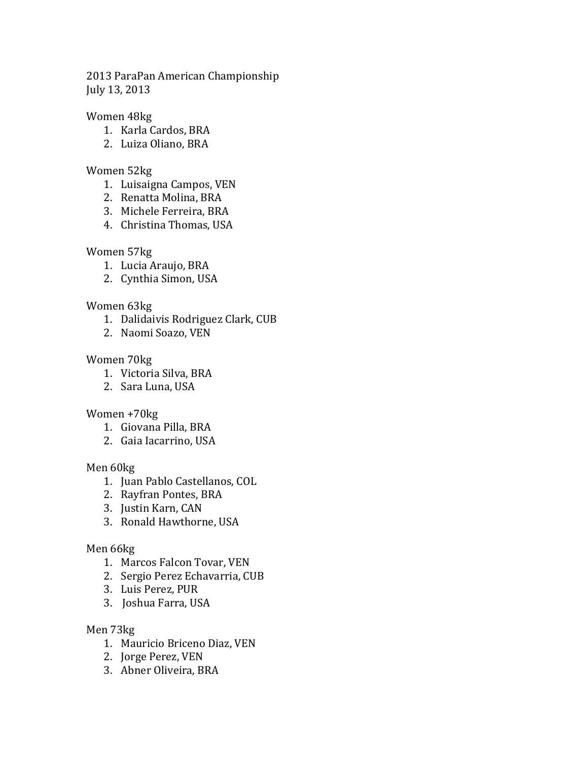2013 ParaPan American Championship
July 13, 2013

Women 48kg

1. Karla Cardos, BRA
2. Luiza Oliano, BRA

Women 52kg

1. Luisaigna Campos, VEN
2. Renatta Molina, BRA
3. Michele Ferreira, BRA
4. Christina Thomas, USA

Women 57kg

1. Lucia Araujo, BRA
2. Cynthia Simon, USA

Women 63kg

1. Dalidaivis Rodriguez Clark, CUB
2. Naomi Soazo, VEN

Women 70kg

1. Victoria Silva, BRA
2. Sara Luna, USA

Women +70kg

1. Giovana Pilla, BRA
2. Gaia Iacarrino, USA

Men 60kg

1. Juan Pablo Castellanos, COL
2. Rayfran Pontes, BRA
3. Justin Karn, CAN
3. Ronald Hawthorne, USA

Men 66kg

1. Marcos Falcon Tovar, VEN
2. Sergio Perez Echavarria, CUB
3. Luis Perez, PUR
3. Joshua Farra, USA

Men 73kg

1. Mauricio Briceno Diaz, VEN
2. Jorge Perez, VEN
3. Abner Oliveira, BRA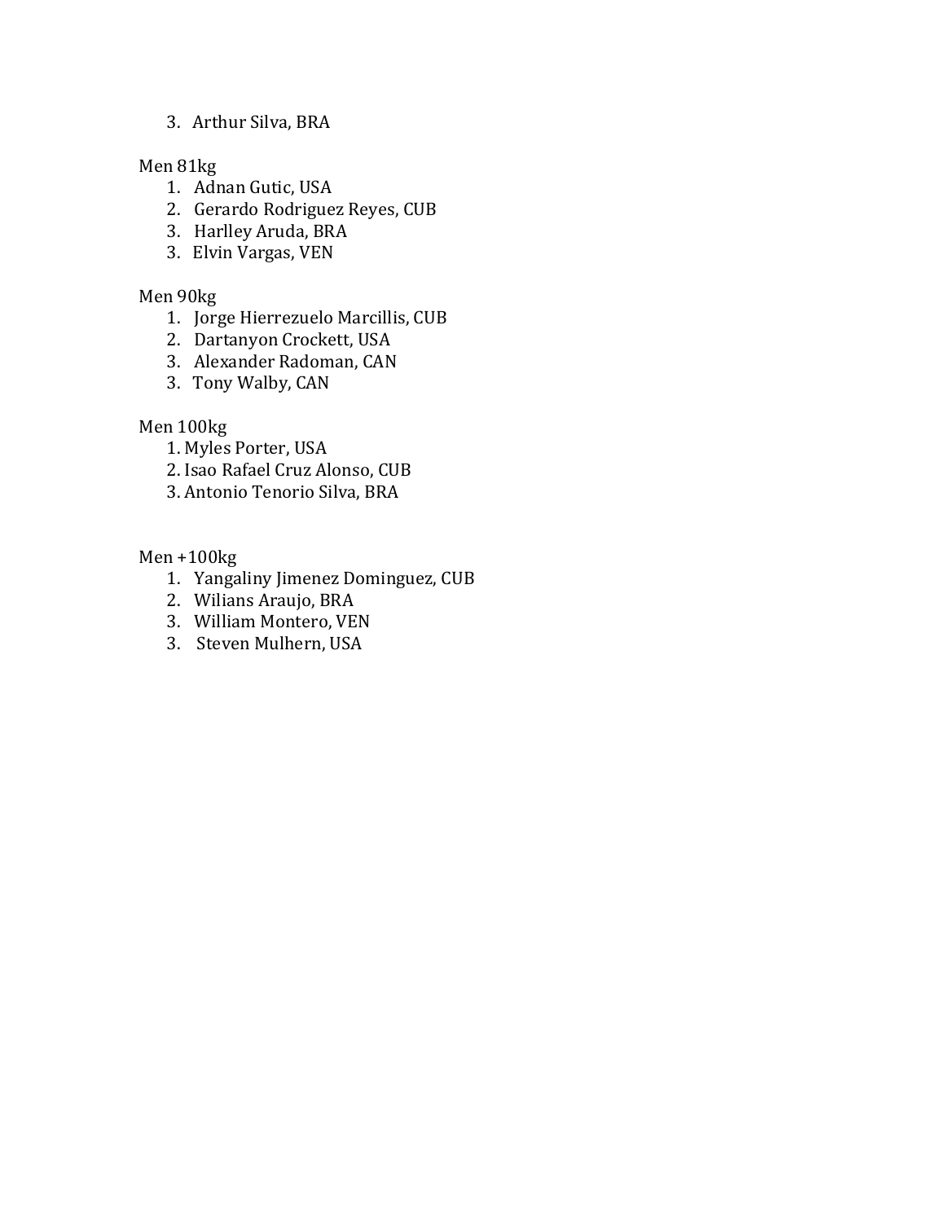3. Arthur Silva, BRA

Men 81kg

1. Adnan Gutic, USA
2. Gerardo Rodriguez Reyes, CUB
3. Harlley Aruda, BRA
3. Elvin Vargas, VEN

Men 90kg

1. Jorge Hierrezuelo Marcillis, CUB
2. Dartanyon Crockett, USA
3. Alexander Radoman, CAN
3. Tony Walby, CAN

Men 100kg

1. Myles Porter, USA
2. Isao Rafael Cruz Alonso, CUB
3. Antonio Tenorio Silva, BRA

Men +100kg

1. Yangaliny Jimenez Dominguez, CUB
2. Wilians Araujo, BRA
3. William Montero, VEN
3. Steven Mulhern, USA